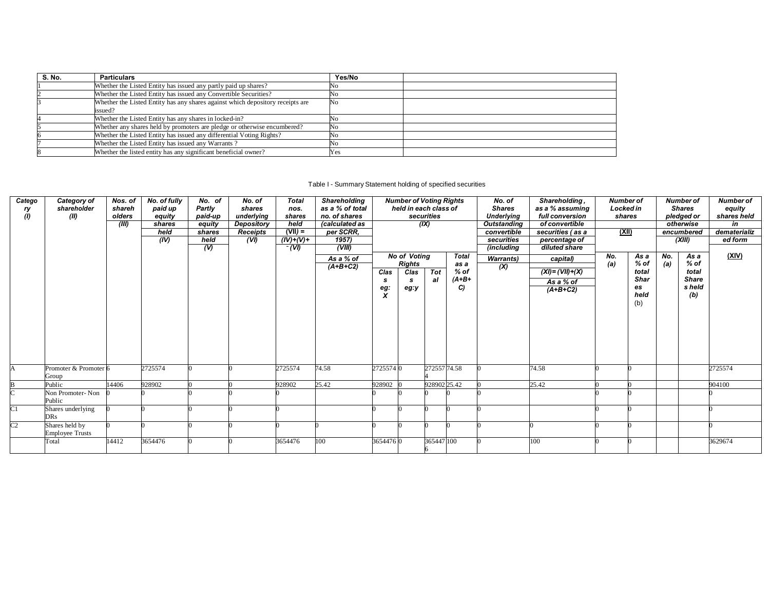| S. No. | Particulars | Yes/No | |
|---|---|---|---|
| 1 | Whether the Listed Entity has issued any partly paid up shares? | No | |
| 2 | Whether the Listed Entity has issued any Convertible Securities? | No | |
| 3 | Whether the Listed Entity has any shares against which depository receipts are issued? | No | |
| 4 | Whether the Listed Entity has any shares in locked-in? | No | |
| 5 | Whether any shares held by promoters are pledge or otherwise encumbered? | No | |
| 6 | Whether the Listed Entity has issued any differential Voting Rights? | No | |
| 7 | Whether the Listed Entity has issued any Warrants ? | No | |
| 8 | Whether the listed entity has any significant beneficial owner? | Yes | |

Table I - Summary Statement holding of specified securities

| Category (I) | Category of shareholder (II) | Nos. of shareholders (III) | No. of fully paid up equity shares held (IV) | No. of Partly paid-up equity shares held (V) | No. of shares underlying Depository Receipts (VI) | Total nos. shares held (VII) = (IV)+(V)+ (VI) | Shareholding as a % of total no. of shares (calculated as per SCRR, 1957) (VIII) As a % of (A+B+C2) | Number of Voting Rights held in each class of securities (IX) | | | | No. of Shares Underlying Outstanding convertible securities (including Warrants) (X) | Shareholding , as a % assuming full conversion of convertible securities ( as a percentage of diluted share capital) (XI)= (VII)+(X) As a % of (A+B+C2) | Number of Locked in shares (XII) | | Number of Shares pledged or otherwise encumbered (XIII) | | Number of equity shares held in dematerialized form (XIV) |
|---|---|---|---|---|---|---|---|---|---|---|---|---|---|---|---|---|---|---|
| | | | | | | | | No of Voting Rights | | | Total as a % of (A+B+C) | | | No. (a) | As a % of total Shares held (b) | No. (a) | As a % of total Shares held (b) | |
| | | | | | | | | Class eg: X | Class eg:y | Total | | | | | | | | |
| A | Promoter & Promoter Group | 6 | 2725574 | 0 | 0 | 2725574 | 74.58 | 2725574 | 0 | 2725574 | 74.58 | 0 | 74.58 | 0 | 0 | | | 2725574 |
| B | Public | 14406 | 928902 | 0 | 0 | 928902 | 25.42 | 928902 | 0 | 928902 | 25.42 | 0 | 25.42 | 0 | 0 | | | 904100 |
| C | Non Promoter- Non Public | 0 | 0 | 0 | 0 | 0 | | 0 | 0 | 0 | 0 | 0 | | 0 | 0 | | | 0 |
| C1 | Shares underlying DRs | 0 | 0 | 0 | 0 | 0 | | 0 | 0 | 0 | 0 | 0 | | 0 | 0 | | | 0 |
| C2 | Shares held by Employee Trusts | 0 | 0 | 0 | 0 | 0 | 0 | 0 | 0 | 0 | 0 | 0 | 0 | 0 | 0 | | | 0 |
| | Total | 14412 | 3654476 | 0 | 0 | 3654476 | 100 | 3654476 | 0 | 3654476 | 100 | 0 | 100 | 0 | 0 | | | 3629674 |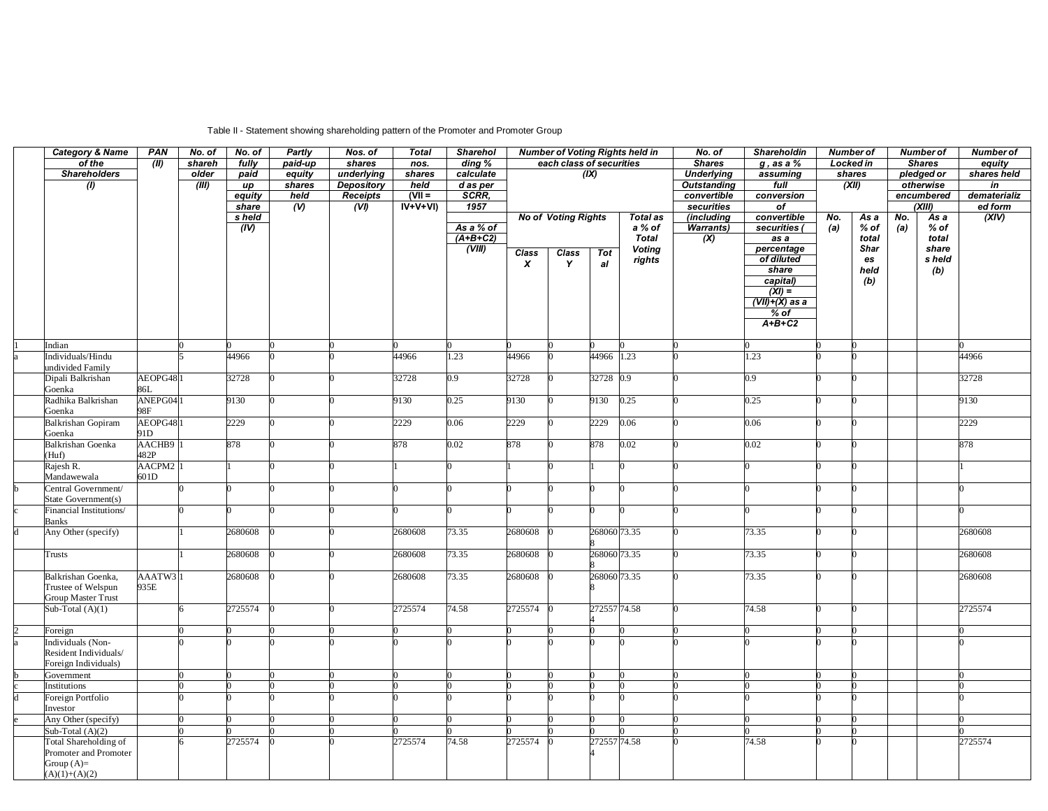Table II - Statement showing shareholding pattern of the Promoter and Promoter Group

| | Category & Name of the Shareholders (I) | PAN (II) | No. of shareholder (III) | No. of fully paid up equity shares held (IV) | Partly paid-up equity shares held (V) | Nos. of shares underlying Depository Receipts (VI) | Total nos. shares held (VII = IV+V+VI) | Shareholding % calculated as per SCRR, 1957 As a % of (A+B+C2) (VIII) | Number of Voting Rights held in each class of securities (IX) | | | | No. of Shares Underlying Outstanding convertible securities (including Warrants) (X) | Shareholding , as a % assuming full conversion of convertible securities ( as a percentage of diluted share capital) (XI) = (VII)+(X) as a % of A+B+C2 | Number of Locked in shares (XII) | | Number of Shares pledged or otherwise encumbered (XIII) | | Number of equity shares held in dematerialized form (XIV) |
|---|---|---|---|---|---|---|---|---|---|---|---|---|---|---|---|---|---|---|---|
| | | | | | | | | | No of Voting Rights | | | Total as a % of Total Voting rights | | | No. (a) | As a % of total Shares held (b) | No. (a) | As a % of total shares held (b) | |
| | | | | | | | | | Class X | Class Y | Total | | | | | | | | |
| 1 | Indian | | 0 | 0 | 0 | 0 | 0 | 0 | 0 | 0 | 0 | 0 | 0 | 0 | 0 | 0 | | | 0 |
| a | Individuals/Hindu undivided Family | | 5 | 44966 | 0 | 0 | 44966 | 1.23 | 44966 | 0 | 44966 | 1.23 | 0 | 1.23 | 0 | 0 | | | 44966 |
| | Dipali Balkrishan Goenka | AEOPG4886L | 1 | 32728 | 0 | 0 | 32728 | 0.9 | 32728 | 0 | 32728 | 0.9 | 0 | 0.9 | 0 | 0 | | | 32728 |
| | Radhika Balkrishan Goenka | ANEPG0498F | 1 | 9130 | 0 | 0 | 9130 | 0.25 | 9130 | 0 | 9130 | 0.25 | 0 | 0.25 | 0 | 0 | | | 9130 |
| | Balkrishan Gopiram Goenka | AEOPG4891D | 1 | 2229 | 0 | 0 | 2229 | 0.06 | 2229 | 0 | 2229 | 0.06 | 0 | 0.06 | 0 | 0 | | | 2229 |
| | Balkrishan Goenka (Huf) | AACHB9482P | 1 | 878 | 0 | 0 | 878 | 0.02 | 878 | 0 | 878 | 0.02 | 0 | 0.02 | 0 | 0 | | | 878 |
| | Rajesh R. Mandawewala | AACPM2601D | 1 | 1 | 0 | 0 | 1 | 0 | 1 | 0 | 1 | 0 | 0 | 0 | 0 | 0 | | | 1 |
| b | Central Government/ State Government(s) | | 0 | 0 | 0 | 0 | 0 | 0 | 0 | 0 | 0 | 0 | 0 | 0 | 0 | 0 | | | 0 |
| c | Financial Institutions/ Banks | | 0 | 0 | 0 | 0 | 0 | 0 | 0 | 0 | 0 | 0 | 0 | 0 | 0 | 0 | | | 0 |
| d | Any Other (specify) | | 1 | 2680608 | 0 | 0 | 2680608 | 73.35 | 2680608 | 0 | 2680608 | 73.35 | 0 | 73.35 | 0 | 0 | | | 2680608 |
| | Trusts | | 1 | 2680608 | 0 | 0 | 2680608 | 73.35 | 2680608 | 0 | 2680608 | 73.35 | 0 | 73.35 | 0 | 0 | | | 2680608 |
| | Balkrishan Goenka, Trustee of Welspun Group Master Trust | AAATW3935E | 1 | 2680608 | 0 | 0 | 2680608 | 73.35 | 2680608 | 0 | 2680608 | 73.35 | 0 | 73.35 | 0 | 0 | | | 2680608 |
| | Sub-Total (A)(1) | | 6 | 2725574 | 0 | 0 | 2725574 | 74.58 | 2725574 | 0 | 2725574 | 74.58 | 0 | 74.58 | 0 | 0 | | | 2725574 |
| 2 | Foreign | | 0 | 0 | 0 | 0 | 0 | 0 | 0 | 0 | 0 | 0 | 0 | 0 | 0 | 0 | | | 0 |
| a | Individuals (Non-Resident Individuals/ Foreign Individuals) | | 0 | 0 | 0 | 0 | 0 | 0 | 0 | 0 | 0 | 0 | 0 | 0 | 0 | 0 | | | 0 |
| b | Government | | 0 | 0 | 0 | 0 | 0 | 0 | 0 | 0 | 0 | 0 | 0 | 0 | 0 | 0 | | | 0 |
| c | Institutions | | 0 | 0 | 0 | 0 | 0 | 0 | 0 | 0 | 0 | 0 | 0 | 0 | 0 | 0 | | | 0 |
| d | Foreign Portfolio Investor | | 0 | 0 | 0 | 0 | 0 | 0 | 0 | 0 | 0 | 0 | 0 | 0 | 0 | 0 | | | 0 |
| e | Any Other (specify) | | 0 | 0 | 0 | 0 | 0 | 0 | 0 | 0 | 0 | 0 | 0 | 0 | 0 | 0 | | | 0 |
| | Sub-Total (A)(2) | | 0 | 0 | 0 | 0 | 0 | 0 | 0 | 0 | 0 | 0 | 0 | 0 | 0 | 0 | | | 0 |
| | Total Shareholding of Promoter and Promoter Group (A)= (A)(1)+(A)(2) | | 6 | 2725574 | 0 | 0 | 2725574 | 74.58 | 2725574 | 0 | 2725574 | 74.58 | 0 | 74.58 | 0 | 0 | | | 2725574 |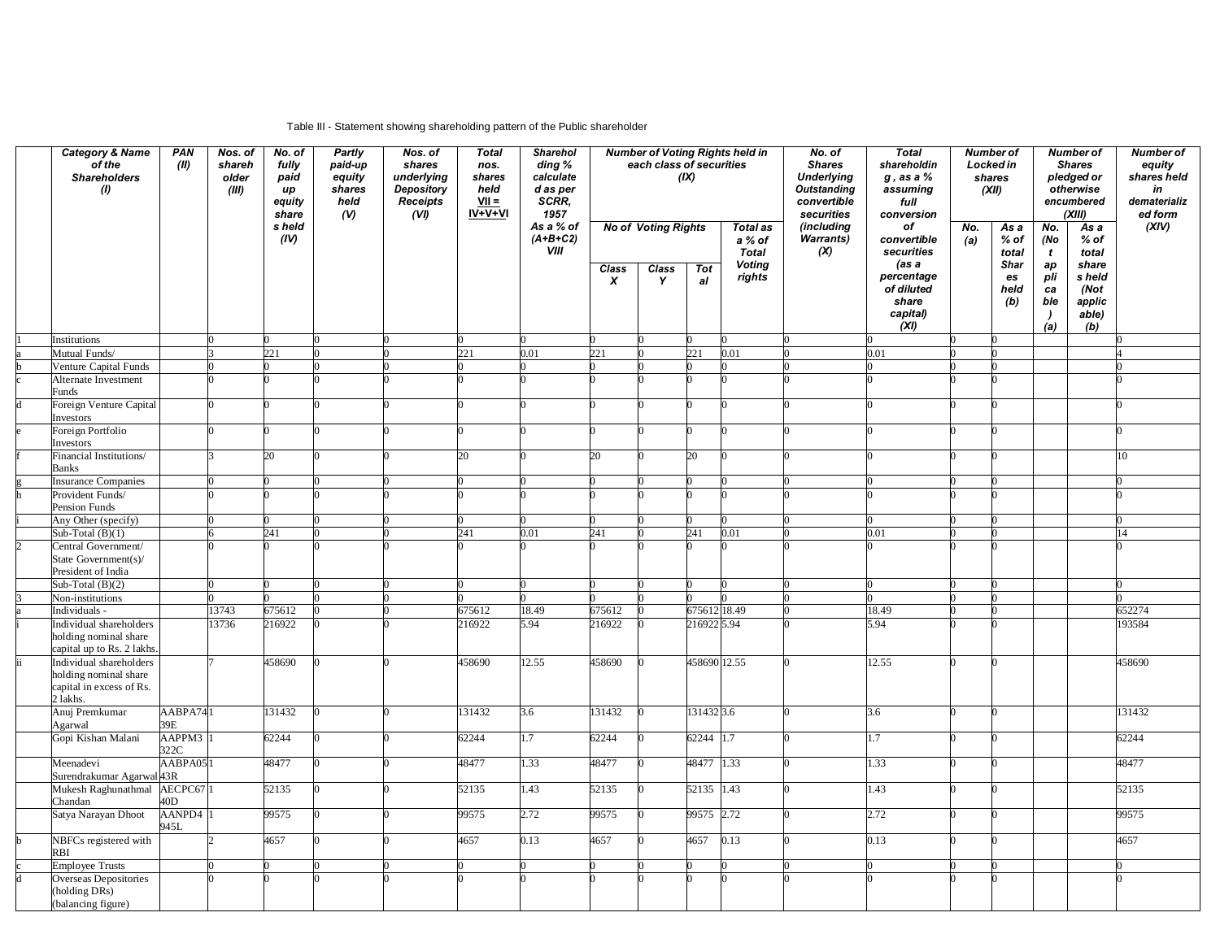Table III - Statement showing shareholding pattern of the Public shareholder

| | Category & Name of the Shareholders (I) | PAN (II) | Nos. of shareholder (III) | No. of fully paid up equity shares held (IV) | Partly paid-up equity shares held (V) | Nos. of shares underlying Depository Receipts (VI) | Total nos. shares held VII = IV+V+VI | Shareholding % calculated as per SCRR, 1957 As a % of (A+B+C2) VIII | Number of Voting Rights held in each class of securities (IX) | | | | No. of Shares Underlying Outstanding convertible securities (including Warrants) (X) | Total shareholding , as a % assuming full conversion of convertible securities (as a percentage of diluted share capital) (XI) | Number of Locked in shares (XII) | | Number of Shares pledged or otherwise encumbered (XIII) | | Number of equity shares held in dematerialized form (XIV) |
|---|---|---|---|---|---|---|---|---|---|---|---|---|---|---|---|---|---|---|---|
| | | | | | | | | | No of Voting Rights | | | Total as a % of Total Voting rights | | | No. (a) | As a % of total Shares held (b) | No. (Not applicable) (a) | As a % of total shares held (Not applicable) (b) | |
| | | | | | | | | | Class X | Class Y | Total | | | | | | | | |
| 1 | Institutions | | 0 | 0 | 0 | 0 | 0 | 0 | 0 | 0 | 0 | 0 | 0 | 0 | 0 | 0 | | | 0 |
| a | Mutual Funds/ | | 3 | 221 | 0 | 0 | 221 | 0.01 | 221 | 0 | 221 | 0.01 | 0 | 0.01 | 0 | 0 | | | 4 |
| b | Venture Capital Funds | | 0 | 0 | 0 | 0 | 0 | 0 | 0 | 0 | 0 | 0 | 0 | 0 | 0 | 0 | | | 0 |
| c | Alternate Investment Funds | | 0 | 0 | 0 | 0 | 0 | 0 | 0 | 0 | 0 | 0 | 0 | 0 | 0 | 0 | | | 0 |
| d | Foreign Venture Capital Investors | | 0 | 0 | 0 | 0 | 0 | 0 | 0 | 0 | 0 | 0 | 0 | 0 | 0 | 0 | | | 0 |
| e | Foreign Portfolio Investors | | 0 | 0 | 0 | 0 | 0 | 0 | 0 | 0 | 0 | 0 | 0 | 0 | 0 | 0 | | | 0 |
| f | Financial Institutions/ Banks | | 3 | 20 | 0 | 0 | 20 | 0 | 20 | 0 | 20 | 0 | 0 | 0 | 0 | 0 | | | 10 |
| g | Insurance Companies | | 0 | 0 | 0 | 0 | 0 | 0 | 0 | 0 | 0 | 0 | 0 | 0 | 0 | 0 | | | 0 |
| h | Provident Funds/ Pension Funds | | 0 | 0 | 0 | 0 | 0 | 0 | 0 | 0 | 0 | 0 | 0 | 0 | 0 | 0 | | | 0 |
| i | Any Other (specify) | | 0 | 0 | 0 | 0 | 0 | 0 | 0 | 0 | 0 | 0 | 0 | 0 | 0 | 0 | | | 0 |
| | Sub-Total (B)(1) | | 6 | 241 | 0 | 0 | 241 | 0.01 | 241 | 0 | 241 | 0.01 | 0 | 0.01 | 0 | 0 | | | 14 |
| 2 | Central Government/ State Government(s)/ President of India | | 0 | 0 | 0 | 0 | 0 | 0 | 0 | 0 | 0 | 0 | 0 | 0 | 0 | 0 | | | 0 |
| | Sub-Total (B)(2) | | 0 | 0 | 0 | 0 | 0 | 0 | 0 | 0 | 0 | 0 | 0 | 0 | 0 | 0 | | | 0 |
| 3 | Non-institutions | | 0 | 0 | 0 | 0 | 0 | 0 | 0 | 0 | 0 | 0 | 0 | 0 | 0 | 0 | | | 0 |
| a | Individuals - | | 13743 | 675612 | 0 | 0 | 675612 | 18.49 | 675612 | 0 | 675612 | 18.49 | 0 | 18.49 | 0 | 0 | | | 652274 |
| i | Individual shareholders holding nominal share capital up to Rs. 2 lakhs. | | 13736 | 216922 | 0 | 0 | 216922 | 5.94 | 216922 | 0 | 216922 | 5.94 | 0 | 5.94 | 0 | 0 | | | 193584 |
| ii | Individual shareholders holding nominal share capital in excess of Rs. 2 lakhs. | | 7 | 458690 | 0 | 0 | 458690 | 12.55 | 458690 | 0 | 458690 | 12.55 | 0 | 12.55 | 0 | 0 | | | 458690 |
| | Anuj Premkumar Agarwal | AABPA7439E | 1 | 131432 | 0 | 0 | 131432 | 3.6 | 131432 | 0 | 131432 | 3.6 | 0 | 3.6 | 0 | 0 | | | 131432 |
| | Gopi Kishan Malani | AAPPM3322C | 1 | 62244 | 0 | 0 | 62244 | 1.7 | 62244 | 0 | 62244 | 1.7 | 0 | 1.7 | 0 | 0 | | | 62244 |
| | Meenadevi Surendrakumar Agarwal | AABPA0543R | 1 | 48477 | 0 | 0 | 48477 | 1.33 | 48477 | 0 | 48477 | 1.33 | 0 | 1.33 | 0 | 0 | | | 48477 |
| | Mukesh Raghunathmal Chandan | AECPC6740D | 1 | 52135 | 0 | 0 | 52135 | 1.43 | 52135 | 0 | 52135 | 1.43 | 0 | 1.43 | 0 | 0 | | | 52135 |
| | Satya Narayan Dhoot | AANPD4945L | 1 | 99575 | 0 | 0 | 99575 | 2.72 | 99575 | 0 | 99575 | 2.72 | 0 | 2.72 | 0 | 0 | | | 99575 |
| b | NBFCs registered with RBI | | 2 | 4657 | 0 | 0 | 4657 | 0.13 | 4657 | 0 | 4657 | 0.13 | 0 | 0.13 | 0 | 0 | | | 4657 |
| c | Employee Trusts | | 0 | 0 | 0 | 0 | 0 | 0 | 0 | 0 | 0 | 0 | 0 | 0 | 0 | 0 | | | 0 |
| d | Overseas Depositories (holding DRs) (balancing figure) | | 0 | 0 | 0 | 0 | 0 | 0 | 0 | 0 | 0 | 0 | 0 | 0 | 0 | 0 | | | 0 |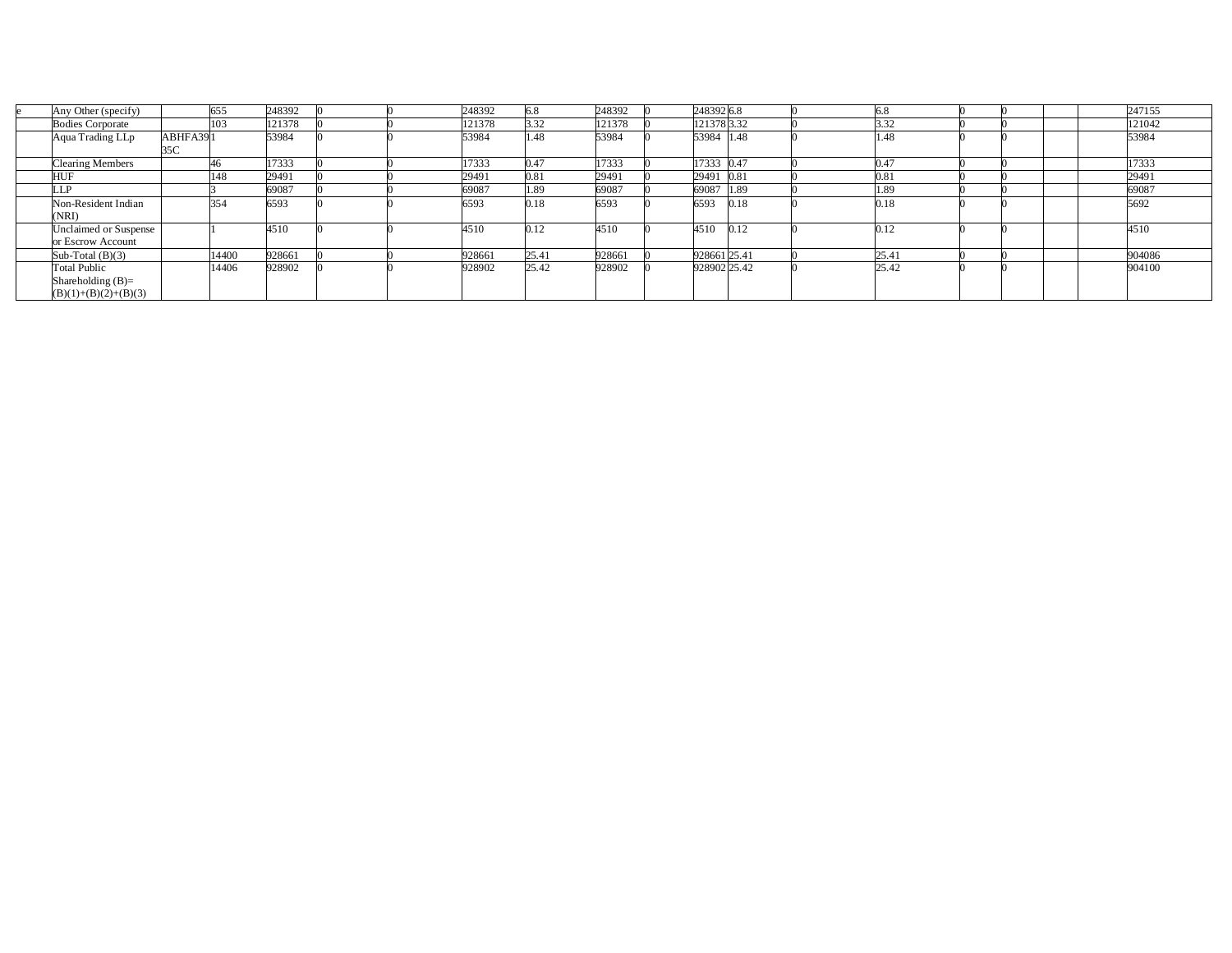| e | Any Other (specify) | | 655 | 248392 | 0 | 0 | 248392 | 6.8 | 248392 | 0 | 248392 | 6.8 | 0 | 6.8 | 0 | 0 | | | 247155 |
|---|---|---|---|---|---|---|---|---|---|---|---|---|---|---|---|---|---|---|---|
| | Bodies Corporate | | 103 | 121378 | 0 | 0 | 121378 | 3.32 | 121378 | 0 | 121378 | 3.32 | 0 | 3.32 | 0 | 0 | | | 121042 |
| | Aqua Trading LLp | ABHFA3935C | 1 | 53984 | 0 | 0 | 53984 | 1.48 | 53984 | 0 | 53984 | 1.48 | 0 | 1.48 | 0 | 0 | | | 53984 |
| | Clearing Members | | 46 | 17333 | 0 | 0 | 17333 | 0.47 | 17333 | 0 | 17333 | 0.47 | 0 | 0.47 | 0 | 0 | | | 17333 |
| | HUF | | 148 | 29491 | 0 | 0 | 29491 | 0.81 | 29491 | 0 | 29491 | 0.81 | 0 | 0.81 | 0 | 0 | | | 29491 |
| | LLP | | 3 | 69087 | 0 | 0 | 69087 | 1.89 | 69087 | 0 | 69087 | 1.89 | 0 | 1.89 | 0 | 0 | | | 69087 |
| | Non-Resident Indian (NRI) | | 354 | 6593 | 0 | 0 | 6593 | 0.18 | 6593 | 0 | 6593 | 0.18 | 0 | 0.18 | 0 | 0 | | | 5692 |
| | Unclaimed or Suspense or Escrow Account | | 1 | 4510 | 0 | 0 | 4510 | 0.12 | 4510 | 0 | 4510 | 0.12 | 0 | 0.12 | 0 | 0 | | | 4510 |
| | Sub-Total (B)(3) | | 14400 | 928661 | 0 | 0 | 928661 | 25.41 | 928661 | 0 | 928661 | 25.41 | 0 | 25.41 | 0 | 0 | | | 904086 |
| | Total Public Shareholding (B)=(B)(1)+(B)(2)+(B)(3) | | 14406 | 928902 | 0 | 0 | 928902 | 25.42 | 928902 | 0 | 928902 | 25.42 | 0 | 25.42 | 0 | 0 | | | 904100 |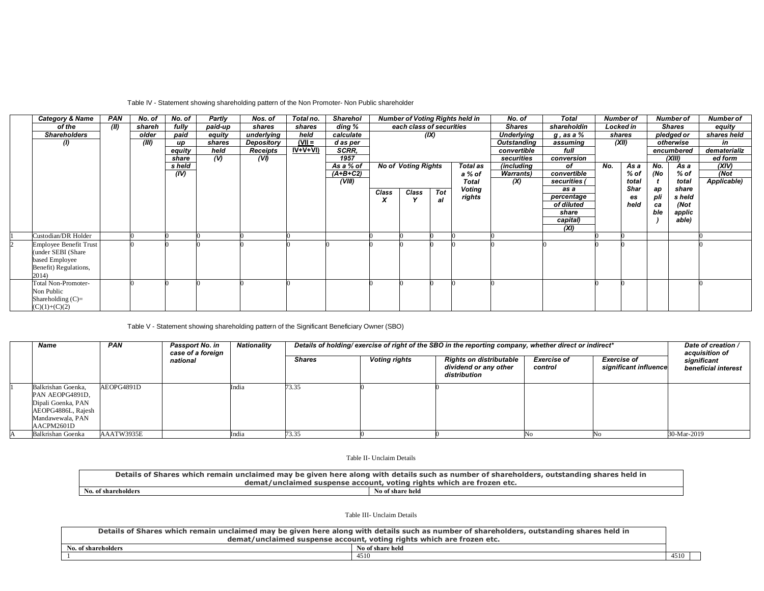Table IV - Statement showing shareholding pattern of the Non Promoter- Non Public shareholder

| | Category & Name of the Shareholders (I) | PAN (II) | No. of shareholder (III) | No. of fully paid up equity share s held (IV) | Partly paid-up equity shares held (V) | Nos. of shares underlying Depository Receipts (VI) | Total no. shares held (VII = IV+V+VI) | Shareholding % calculated as per SCRR, 1957 As a % of (A+B+C2) (VIII) | Number of Voting Rights held in each class of securities (IX) | | | | No. of Shares Underlying Outstanding convertible securities (including Warrants) (X) | Total shareholding , as a % assuming full conversion of convertible securities ( as a percentage of diluted share capital) (XI) | Number of Locked in shares (XII) | | Number of Shares pledged or otherwise encumbered (XIII) | | Number of equity shares held in dematerialized form (XIV) (Not Applicable) |
|---|---|---|---|---|---|---|---|---|---|---|---|---|---|---|---|---|---|---|---|
| | | | | | | | | | No of Voting Rights | | | Total as a % of Total Voting rights | | | No. | As a % of total Shares held | No. (No t applicable ) | As a % of total share s held (Not applic able) | |
| | | | | | | | | | Class X | Class Y | Total | | | | | | | | |
| 1 | Custodian/DR Holder | | 0 | 0 | 0 | 0 | 0 | | 0 | 0 | 0 | 0 | 0 | | 0 | 0 | | | 0 |
| 2 | Employee Benefit Trust (under SEBI (Share based Employee Benefit) Regulations, 2014) | | 0 | 0 | 0 | 0 | 0 | 0 | 0 | 0 | 0 | 0 | 0 | 0 | 0 | 0 | | | 0 |
| | Total Non-Promoter- Non Public Shareholding (C)= (C)(1)+(C)(2) | | 0 | 0 | 0 | 0 | 0 | | 0 | 0 | 0 | 0 | 0 | | 0 | 0 | | | 0 |

Table V - Statement showing shareholding pattern of the Significant Beneficiary Owner (SBO)

| | Name | PAN | Passport No. in case of a foreign national | Nationality | Details of holding/ exercise of right of the SBO in the reporting company, whether direct or indirect* | | | | | Date of creation / acquisition of significant beneficial interest |
|---|---|---|---|---|---|---|---|---|---|---|
| | | | | | Shares | Voting rights | Rights on distributable dividend or any other distribution | Exercise of control | Exercise of significant influence | |
| 1 | Balkrishan Goenka, PAN AEOPG4891D, Dipali Goenka, PAN AEOPG4886L, Rajesh Mandawewala, PAN AACPM2601D | AEOPG4891D | | India | 73.35 | 0 | 0 | | | |
| A | Balkrishan Goenka | AAATW3935E | | India | 73.35 | 0 | 0 | No | No | 30-Mar-2019 |

Table II- Unclaim Details

| Details of Shares which remain unclaimed may be given here along with details such as number of shareholders, outstanding shares held in demat/unclaimed suspense account, voting rights which are frozen etc. | |
|---|---|
| No. of shareholders | No of share held |

Table III- Unclaim Details

| Details of Shares which remain unclaimed may be given here along with details such as number of shareholders, outstanding shares held in demat/unclaimed suspense account, voting rights which are frozen etc. | | | |
|---|---|---|---|
| No. of shareholders | No of share held | | |
| 1 | 4510 | 4510 | |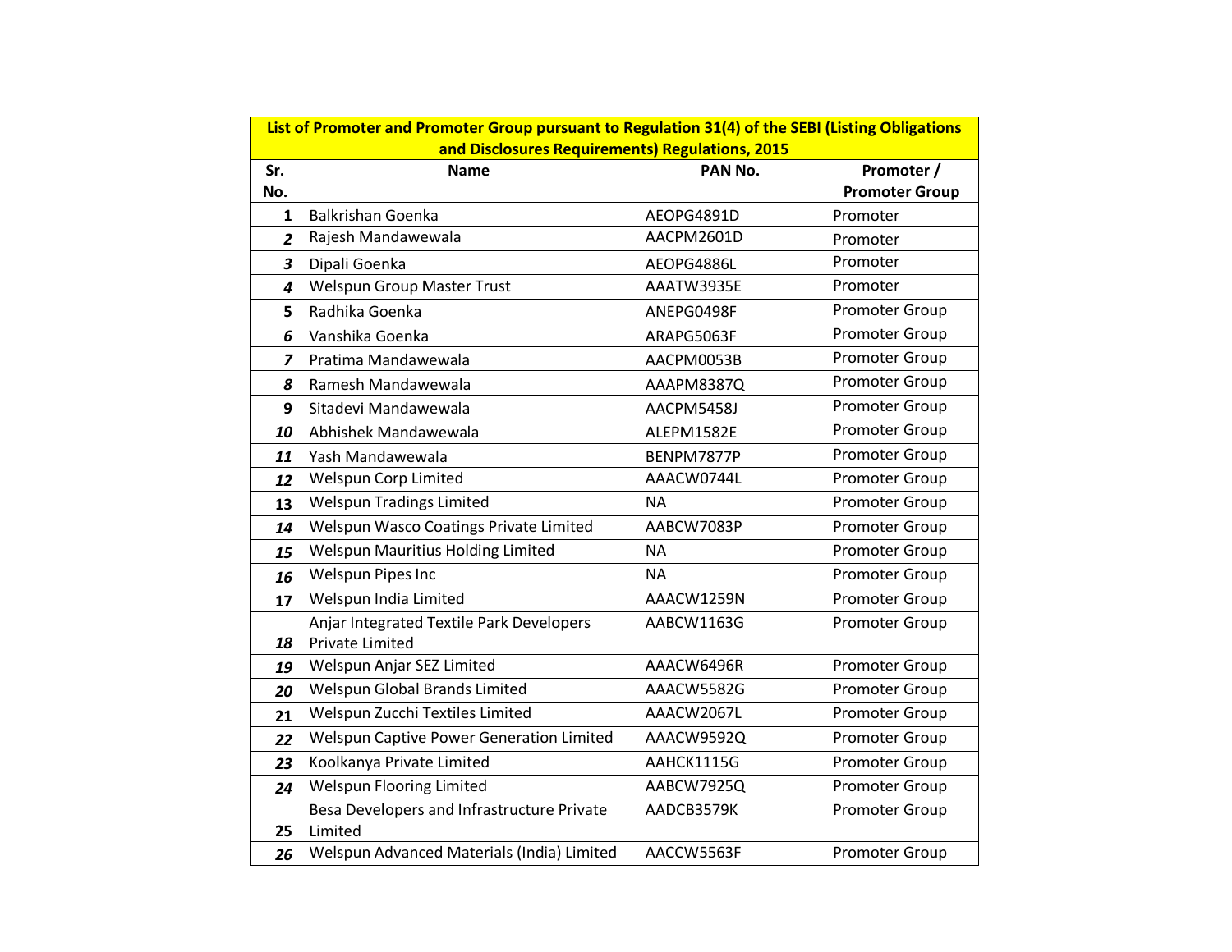| List of Promoter and Promoter Group pursuant to Regulation 31(4) of the SEBI (Listing Obligations and Disclosures Requirements) Regulations, 2015 | | | |
|---|---|---|---|
| **Sr. No.** | **Name** | **PAN No.** | **Promoter / Promoter Group** |
| 1 | Balkrishan Goenka | AEOPG4891D | Promoter |
| 2 | Rajesh Mandawewala | AACPM2601D | Promoter |
| 3 | Dipali Goenka | AEOPG4886L | Promoter |
| 4 | Welspun Group Master Trust | AAATW3935E | Promoter |
| 5 | Radhika Goenka | ANEPG0498F | Promoter Group |
| 6 | Vanshika Goenka | ARAPG5063F | Promoter Group |
| 7 | Pratima Mandawewala | AACPM0053B | Promoter Group |
| 8 | Ramesh Mandawewala | AAAPM8387Q | Promoter Group |
| 9 | Sitadevi Mandawewala | AACPM5458J | Promoter Group |
| 10 | Abhishek Mandawewala | ALEPM1582E | Promoter Group |
| 11 | Yash Mandawewala | BENPM7877P | Promoter Group |
| 12 | Welspun Corp Limited | AAACW0744L | Promoter Group |
| 13 | Welspun Tradings Limited | NA | Promoter Group |
| 14 | Welspun Wasco Coatings Private Limited | AABCW7083P | Promoter Group |
| 15 | Welspun Mauritius Holding Limited | NA | Promoter Group |
| 16 | Welspun Pipes Inc | NA | Promoter Group |
| 17 | Welspun India Limited | AAACW1259N | Promoter Group |
| 18 | Anjar Integrated Textile Park Developers Private Limited | AABCW1163G | Promoter Group |
| 19 | Welspun Anjar SEZ Limited | AAACW6496R | Promoter Group |
| 20 | Welspun Global Brands Limited | AAACW5582G | Promoter Group |
| 21 | Welspun Zucchi Textiles Limited | AAACW2067L | Promoter Group |
| 22 | Welspun Captive Power Generation Limited | AAACW9592Q | Promoter Group |
| 23 | Koolkanya Private Limited | AAHCK1115G | Promoter Group |
| 24 | Welspun Flooring Limited | AABCW7925Q | Promoter Group |
| 25 | Besa Developers and Infrastructure Private Limited | AADCB3579K | Promoter Group |
| 26 | Welspun Advanced Materials (India) Limited | AACCW5563F | Promoter Group |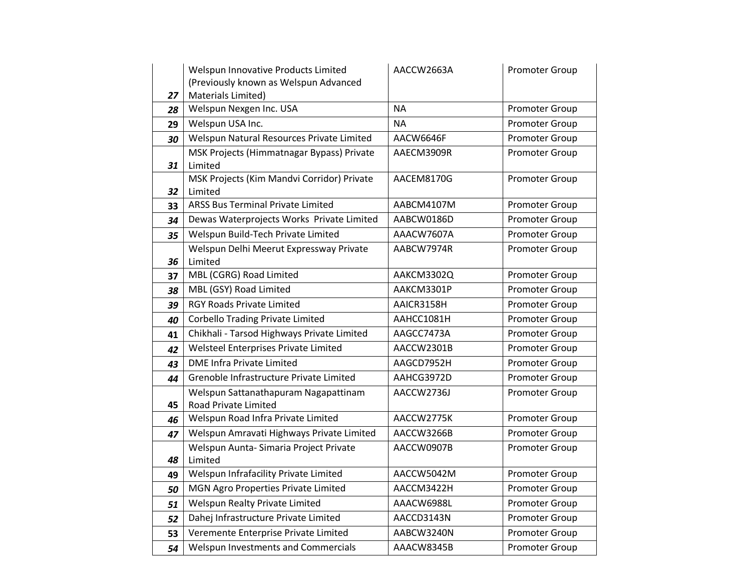| 27 | Welspun Innovative Products Limited (Previously known as Welspun Advanced Materials Limited) | AACCW2663A | Promoter Group |
|---|---|---|---|
| 28 | Welspun Nexgen Inc. USA | NA | Promoter Group |
| 29 | Welspun USA Inc. | NA | Promoter Group |
| 30 | Welspun Natural Resources Private Limited | AACW6646F | Promoter Group |
| 31 | MSK Projects (Himmatnagar Bypass) Private Limited | AAECM3909R | Promoter Group |
| 32 | MSK Projects (Kim Mandvi Corridor) Private Limited | AACEM8170G | Promoter Group |
| 33 | ARSS Bus Terminal Private Limited | AABCM4107M | Promoter Group |
| 34 | Dewas Waterprojects Works Private Limited | AABCW0186D | Promoter Group |
| 35 | Welspun Build-Tech Private Limited | AAACW7607A | Promoter Group |
| 36 | Welspun Delhi Meerut Expressway Private Limited | AABCW7974R | Promoter Group |
| 37 | MBL (CGRG) Road Limited | AAKCM3302Q | Promoter Group |
| 38 | MBL (GSY) Road Limited | AAKCM3301P | Promoter Group |
| 39 | RGY Roads Private Limited | AAICR3158H | Promoter Group |
| 40 | Corbello Trading Private Limited | AAHCC1081H | Promoter Group |
| 41 | Chikhali - Tarsod Highways Private Limited | AAGCC7473A | Promoter Group |
| 42 | Welsteel Enterprises Private Limited | AACCW2301B | Promoter Group |
| 43 | DME Infra Private Limited | AAGCD7952H | Promoter Group |
| 44 | Grenoble Infrastructure Private Limited | AAHCG3972D | Promoter Group |
| 45 | Welspun Sattanathapuram Nagapattinam Road Private Limited | AACCW2736J | Promoter Group |
| 46 | Welspun Road Infra Private Limited | AACCW2775K | Promoter Group |
| 47 | Welspun Amravati Highways Private Limited | AACCW3266B | Promoter Group |
| 48 | Welspun Aunta- Simaria Project Private Limited | AACCW0907B | Promoter Group |
| 49 | Welspun Infrafacility Private Limited | AACCW5042M | Promoter Group |
| 50 | MGN Agro Properties Private Limited | AACCM3422H | Promoter Group |
| 51 | Welspun Realty Private Limited | AAACW6988L | Promoter Group |
| 52 | Dahej Infrastructure Private Limited | AACCD3143N | Promoter Group |
| 53 | Veremente Enterprise Private Limited | AABCW3240N | Promoter Group |
| 54 | Welspun Investments and Commercials | AAACW8345B | Promoter Group |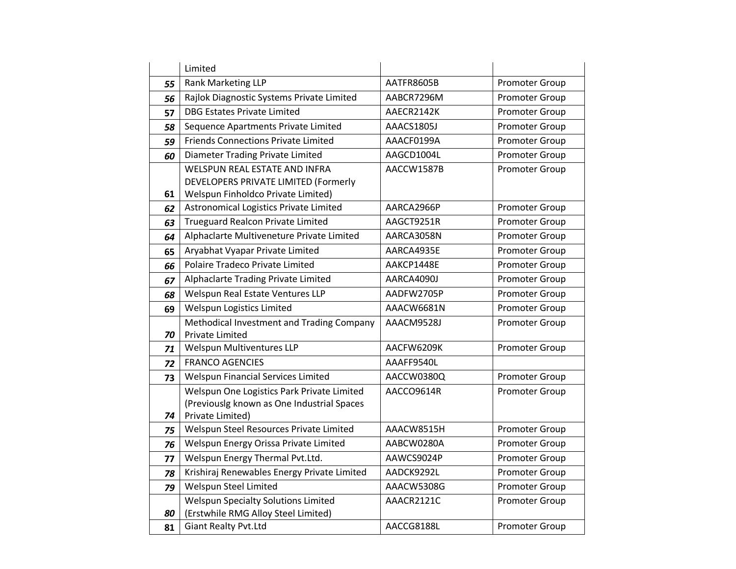| | | | |
|---|---|---|---|
| | Limited | | |
| 55 | Rank Marketing LLP | AATFR8605B | Promoter Group |
| 56 | Rajlok Diagnostic Systems Private Limited | AABCR7296M | Promoter Group |
| 57 | DBG Estates Private Limited | AAECR2142K | Promoter Group |
| 58 | Sequence Apartments Private Limited | AAACS1805J | Promoter Group |
| 59 | Friends Connections Private Limited | AAACF0199A | Promoter Group |
| 60 | Diameter Trading Private Limited | AAGCD1004L | Promoter Group |
| 61 | WELSPUN REAL ESTATE AND INFRA DEVELOPERS PRIVATE LIMITED (Formerly Welspun Finholdco Private Limited) | AACCW1587B | Promoter Group |
| 62 | Astronomical Logistics Private Limited | AARCA2966P | Promoter Group |
| 63 | Trueguard Realcon Private Limited | AAGCT9251R | Promoter Group |
| 64 | Alphaclarte Multiveneture Private Limited | AARCA3058N | Promoter Group |
| 65 | Aryabhat Vyapar Private Limited | AARCA4935E | Promoter Group |
| 66 | Polaire Tradeco Private Limited | AAKCP1448E | Promoter Group |
| 67 | Alphaclarte Trading Private Limited | AARCA4090J | Promoter Group |
| 68 | Welspun Real Estate Ventures LLP | AADFW2705P | Promoter Group |
| 69 | Welspun Logistics Limited | AAACW6681N | Promoter Group |
| 70 | Methodical Investment and Trading Company Private Limited | AAACM9528J | Promoter Group |
| 71 | Welspun Multiventures LLP | AACFW6209K | Promoter Group |
| 72 | FRANCO AGENCIES | AAAFF9540L | |
| 73 | Welspun Financial Services Limited | AACCW0380Q | Promoter Group |
| 74 | Welspun One Logistics Park Private Limited (Previouslg known as One Industrial Spaces Private Limited) | AACCO9614R | Promoter Group |
| 75 | Welspun Steel Resources Private Limited | AAACW8515H | Promoter Group |
| 76 | Welspun Energy Orissa Private Limited | AABCW0280A | Promoter Group |
| 77 | Welspun Energy Thermal Pvt.Ltd. | AAWCS9024P | Promoter Group |
| 78 | Krishiraj Renewables Energy Private Limited | AADCK9292L | Promoter Group |
| 79 | Welspun Steel Limited | AAACW5308G | Promoter Group |
| 80 | Welspun Specialty Solutions Limited (Erstwhile RMG Alloy Steel Limited) | AAACR2121C | Promoter Group |
| 81 | Giant Realty Pvt.Ltd | AACCG8188L | Promoter Group |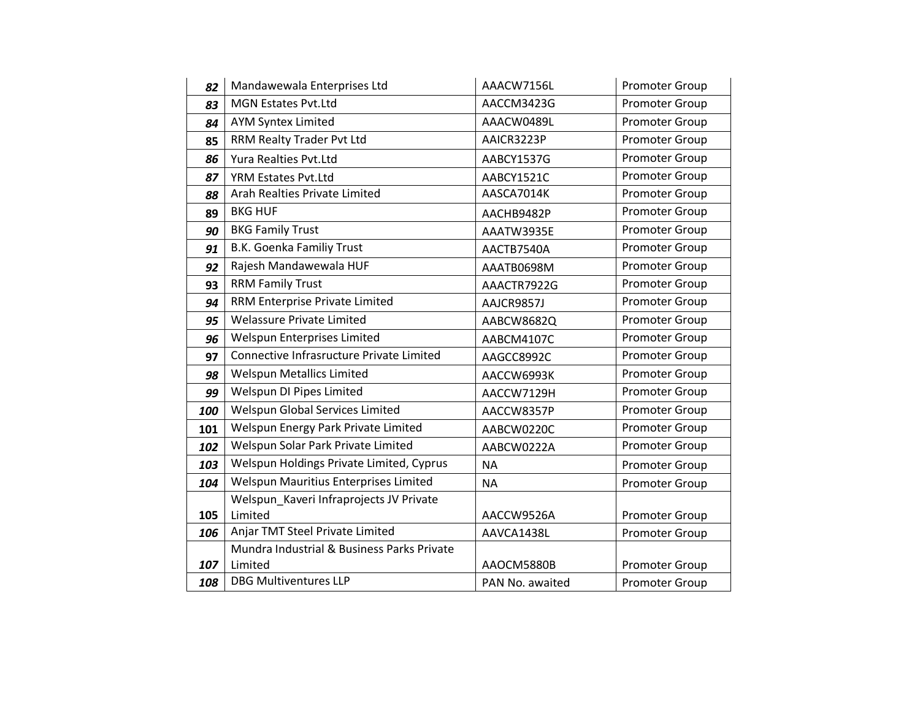| | | | |
|---|---|---|---|
| *82* | Mandawewala Enterprises Ltd | AAACW7156L | Promoter Group |
| *83* | MGN Estates Pvt.Ltd | AACCM3423G | Promoter Group |
| *84* | AYM Syntex Limited | AAACW0489L | Promoter Group |
| 85 | RRM Realty Trader Pvt Ltd | AAICR3223P | Promoter Group |
| *86* | Yura Realties Pvt.Ltd | AABCY1537G | Promoter Group |
| *87* | YRM Estates Pvt.Ltd | AABCY1521C | Promoter Group |
| *88* | Arah Realties Private Limited | AASCA7014K | Promoter Group |
| 89 | BKG HUF | AACHB9482P | Promoter Group |
| *90* | BKG Family Trust | AAATW3935E | Promoter Group |
| *91* | B.K. Goenka Familiy Trust | AACTB7540A | Promoter Group |
| *92* | Rajesh Mandawewala HUF | AAATB0698M | Promoter Group |
| 93 | RRM Family Trust | AAACTR7922G | Promoter Group |
| *94* | RRM Enterprise Private Limited | AAJCR9857J | Promoter Group |
| *95* | Welassure Private Limited | AABCW8682Q | Promoter Group |
| *96* | Welspun Enterprises Limited | AABCM4107C | Promoter Group |
| 97 | Connective Infrasructure Private Limited | AAGCC8992C | Promoter Group |
| *98* | Welspun Metallics Limited | AACCW6993K | Promoter Group |
| *99* | Welspun DI Pipes Limited | AACCW7129H | Promoter Group |
| *100* | Welspun Global Services Limited | AACCW8357P | Promoter Group |
| 101 | Welspun Energy Park Private Limited | AABCW0220C | Promoter Group |
| *102* | Welspun Solar Park Private Limited | AABCW0222A | Promoter Group |
| *103* | Welspun Holdings Private Limited, Cyprus | NA | Promoter Group |
| *104* | Welspun Mauritius Enterprises Limited | NA | Promoter Group |
| 105 | Welspun_Kaveri Infraprojects JV Private Limited | AACCW9526A | Promoter Group |
| *106* | Anjar TMT Steel Private Limited | AAVCA1438L | Promoter Group |
| *107* | Mundra Industrial & Business Parks Private Limited | AAOCM5880B | Promoter Group |
| *108* | DBG Multiventures LLP | PAN No. awaited | Promoter Group |